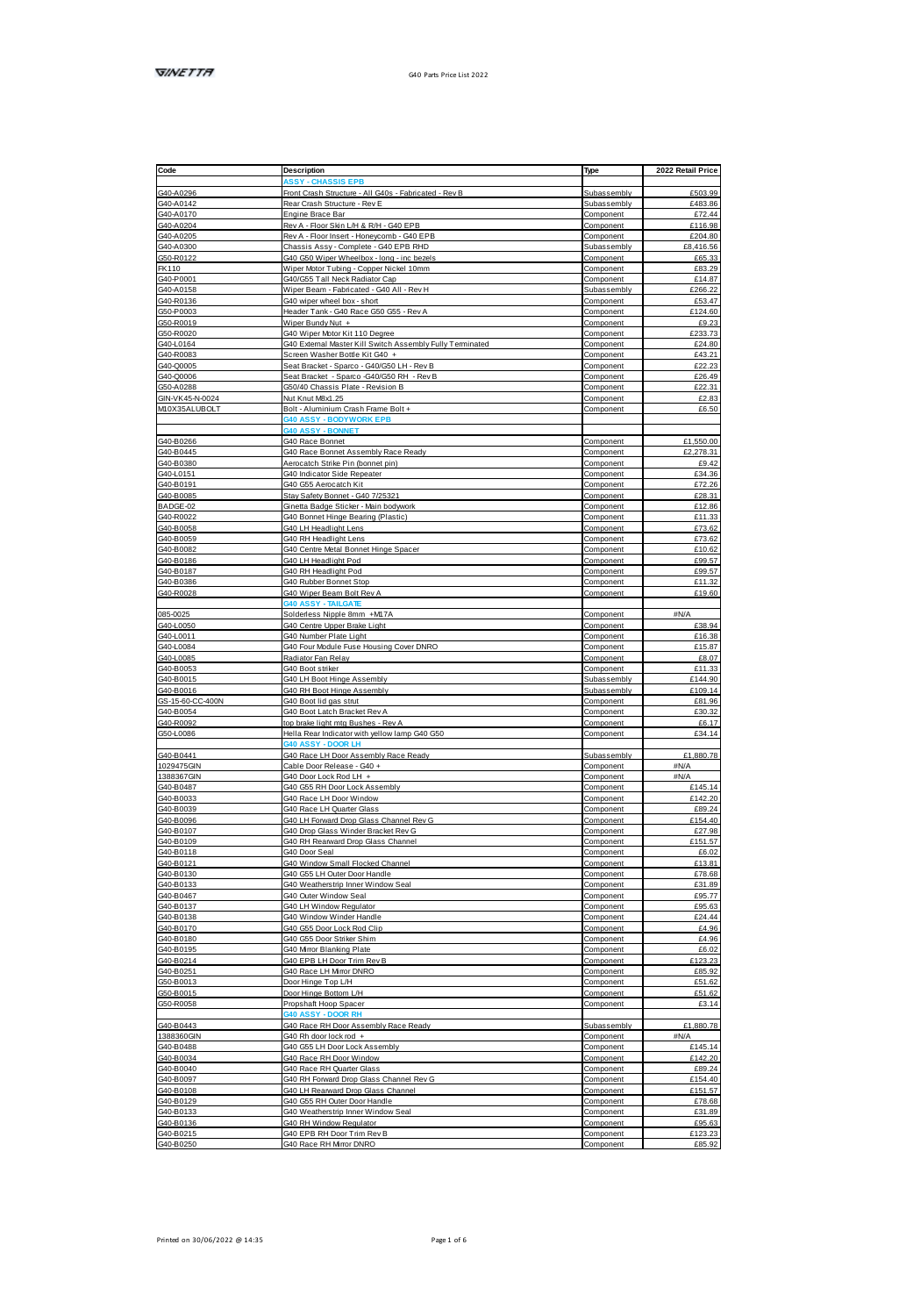GINETTA

G40 Parts Price List 2022

| Code | Description | Type | 2022 Retail Price |
|---|---|---|---|
| | ASSY - CHASSIS EPB | | |
| G40-A0296 | Front Crash Structure - All G40s - Fabricated - Rev B | Subassembly | £503.99 |
| G40-A0142 | Rear Crash Structure - Rev E | Subassembly | £483.86 |
| G40-A0170 | Engine Brace Bar | Component | £72.44 |
| G40-A0204 | Rev A - Floor Skin L/H & R/H - G40 EPB | Component | £116.98 |
| G40-A0205 | Rev A - Floor Insert - Honeycomb - G40 EPB | Component | £204.80 |
| G40-A0300 | Chassis Assy - Complete - G40 EPB RHD | Subassembly | £8,416.56 |
| G50-R0122 | G40 G50 Wiper Wheelbox - long - inc bezels | Component | £65.33 |
| FK110 | Wiper Motor Tubing - Copper Nickel 10mm | Component | £83.29 |
| G40-P0001 | G40/G55 Tall Neck Radiator Cap | Component | £14.87 |
| G40-A0158 | Wiper Beam - Fabricated - G40 All - Rev H | Subassembly | £266.22 |
| G40-R0136 | G40 wiper wheel box - short | Component | £53.47 |
| G50-P0003 | Header Tank - G40 Race G50 G55 - Rev A | Component | £124.60 |
| G50-R0019 | Wiper Bundy Nut + | Component | £9.23 |
| G50-R0020 | G40 Wiper Motor Kit 110 Degree | Component | £233.73 |
| G40-L0164 | G40 External Master Kill Switch Assembly Fully Terminated | Component | £24.80 |
| G40-R0083 | Screen Washer Bottle Kit G40 + | Component | £43.21 |
| G40-Q0005 | Seat Bracket - Sparco - G40/G50 LH - Rev B | Component | £22.23 |
| G40-Q0006 | Seat Bracket - Sparco -G40/G50 RH - Rev B | Component | £26.49 |
| G50-A0288 | G50/40 Chassis Plate - Revision B | Component | £22.31 |
| GIN-VK45-N-0024 | Nut Knut M8x1.25 | Component | £2.83 |
| M10X35ALUBOLT | Bolt - Aluminium Crash Frame Bolt + | Component | £6.50 |
| | G40 ASSY - BODYWORK EPB | | |
| | G40 ASSY - BONNET | | |
| G40-B0266 | G40 Race Bonnet | Component | £1,550.00 |
| G40-B0445 | G40 Race Bonnet Assembly Race Ready | Component | £2,278.31 |
| G40-B0380 | Aerocatch Strike Pin (bonnet pin) | Component | £9.42 |
| G40-L0151 | G40 Indicator Side Repeater | Component | £34.36 |
| G40-B0191 | G40 G55 Aerocatch Kit | Component | £72.26 |
| G40-B0085 | Stay Safety Bonnet - G40 7/25321 | Component | £28.31 |
| BADGE-02 | Ginetta Badge Sticker - Main bodywork | Component | £12.86 |
| G40-R0022 | G40 Bonnet Hinge Bearing (Plastic) | Component | £11.33 |
| G40-B0058 | G40 LH Headlight Lens | Component | £73.62 |
| G40-B0059 | G40 RH Headlight Lens | Component | £73.62 |
| G40-B0082 | G40 Centre Metal Bonnet Hinge Spacer | Component | £10.62 |
| G40-B0186 | G40 LH Headlight Pod | Component | £99.57 |
| G40-B0187 | G40 RH Headlight Pod | Component | £99.57 |
| G40-B0386 | G40 Rubber Bonnet Stop | Component | £11.32 |
| G40-R0028 | G40 Wiper Beam Bolt Rev A | Component | £19.60 |
| | G40 ASSY - TAILGATE | | |
| 085-0025 | Solderless Nipple 8mm +M17A | Component | #N/A |
| G40-L0050 | G40 Centre Upper Brake Light | Component | £38.94 |
| G40-L0011 | G40 Number Plate Light | Component | £16.38 |
| G40-L0084 | G40 Four Module Fuse Housing Cover DNRO | Component | £15.87 |
| G40-L0085 | Radiator Fan Relay | Component | £8.07 |
| G40-B0053 | G40 Boot striker | Component | £11.33 |
| G40-B0015 | G40 LH Boot Hinge Assembly | Subassembly | £144.90 |
| G40-B0016 | G40 RH Boot Hinge Assembly | Subassembly | £109.14 |
| GS-15-60-CC-400N | G40 Boot lid gas strut | Component | £81.96 |
| G40-B0054 | G40 Boot Latch Bracket Rev A | Component | £30.32 |
| G40-R0092 | top brake light mtg Bushes - Rev A | Component | £6.17 |
| G50-L0086 | Hella Rear Indicator with yellow lamp G40 G50 | Component | £34.14 |
| | G40 ASSY - DOOR LH | | |
| G40-B0441 | G40 Race LH Door Assembly Race Ready | Subassembly | £1,880.78 |
| 1029475GIN | Cable Door Release - G40 + | Component | #N/A |
| 1388367GIN | G40 Door Lock Rod LH + | Component | #N/A |
| G40-B0487 | G40 G55 RH Door Lock Assembly | Component | £145.14 |
| G40-B0033 | G40 Race LH Door Window | Component | £142.20 |
| G40-B0039 | G40 Race LH Quarter Glass | Component | £89.24 |
| G40-B0096 | G40 LH Forward Drop Glass Channel Rev G | Component | £154.40 |
| G40-B0107 | G40 Drop Glass Winder Bracket Rev G | Component | £27.98 |
| G40-B0109 | G40 RH Rearward Drop Glass Channel | Component | £151.57 |
| G40-B0118 | G40 Door Seal | Component | £6.02 |
| G40-B0121 | G40 Window Small Flocked Channel | Component | £13.81 |
| G40-B0130 | G40 G55 LH Outer Door Handle | Component | £78.68 |
| G40-B0133 | G40 Weatherstrip Inner Window Seal | Component | £31.89 |
| G40-B0467 | G40 Outer Window Seal | Component | £95.77 |
| G40-B0137 | G40 LH Window Regulator | Component | £95.63 |
| G40-B0138 | G40 Window Winder Handle | Component | £24.44 |
| G40-B0170 | G40 G55 Door Lock Rod Clip | Component | £4.96 |
| G40-B0180 | G40 G55 Door Striker Shim | Component | £4.96 |
| G40-B0195 | G40 Mirror Blanking Plate | Component | £6.02 |
| G40-B0214 | G40 EPB LH Door Trim Rev B | Component | £123.23 |
| G40-B0251 | G40 Race LH Mirror DNRO | Component | £85.92 |
| G50-B0013 | Door Hinge Top L/H | Component | £51.62 |
| G50-B0015 | Door Hinge Bottom L/H | Component | £51.62 |
| G50-R0058 | Propshaft Hoop Spacer | Component | £3.14 |
| | G40 ASSY - DOOR RH | | |
| G40-B0443 | G40 Race RH Door Assembly Race Ready | Subassembly | £1,880.78 |
| 1388360GIN | G40 Rh door lock rod + | Component | #N/A |
| G40-B0488 | G40 G55 LH Door Lock Assembly | Component | £145.14 |
| G40-B0034 | G40 Race RH Door Window | Component | £142.20 |
| G40-B0040 | G40 Race RH Quarter Glass | Component | £89.24 |
| G40-B0097 | G40 RH Forward Drop Glass Channel Rev G | Component | £154.40 |
| G40-B0108 | G40 LH Rearward Drop Glass Channel | Component | £151.57 |
| G40-B0129 | G40 G55 RH Outer Door Handle | Component | £78.68 |
| G40-B0133 | G40 Weatherstrip Inner Window Seal | Component | £31.89 |
| G40-B0136 | G40 RH Window Regulator | Component | £95.63 |
| G40-B0215 | G40 EPB RH Door Trim Rev B | Component | £123.23 |
| G40-B0250 | G40 Race RH Mirror DNRO | Component | £85.92 |

Printed on 30/06/2022 @ 14:35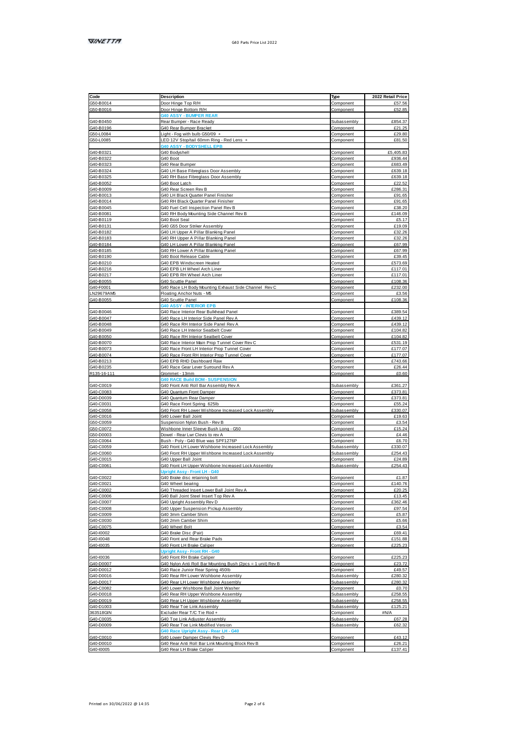| Code | Description | Type | 2022 Retail Price |
|---|---|---|---|
| G50-B0014 | Door Hinge Top R/H | Component | £57.56 |
| G50-B0016 | Door Hinge Bottom R/H | Component | £52.85 |
| | **G40 ASSY - BUMPER REAR** | | |
| G40-B0450 | Rear Bumper - Race Ready | Subassembly | £854.37 |
| G40-B0196 | G40 Rear Bumper Bracket | Component | £21.25 |
| G50-L0084 | Light - Fog with bulb G50/09 + | Component | £29.80 |
| G50-L0085 | LED 12V Stop/tail 60mm Ring - Red Lens + | Component | £81.50 |
| | **G40 ASSY - BODYSHELL EPB** | | |
| G40-B0321 | G40 Bodyshell | Component | £5,405.83 |
| G40-B0322 | G40 Boot | Component | £936.44 |
| G40-B0323 | G40 Rear Bumper | Component | £683.49 |
| G40-B0324 | G40 LH Base Fibreglass Door Assembly | Component | £639.18 |
| G40-B0325 | G40 RH Base Fibreglass Door Assembly | Component | £639.18 |
| G40-B0052 | G40 Boot Latch | Component | £22.52 |
| G40-B0009 | G40 Rear Screen Rev B | Component | £286.31 |
| G40-B0013 | G40 LH Black Quarter Panel Finisher | Component | £91.65 |
| G40-B0014 | G40 RH Black Quarter Panel Finisher | Component | £91.65 |
| G40-B0045 | G40 Fuel Cell Inspection Panel Rev B | Component | £38.20 |
| G40-B0081 | G40 RH Body Mounting Side Channel Rev B | Component | £146.09 |
| G40-B0119 | G40 Boot Seal | Component | £5.17 |
| G40-B0131 | G40 G55 Door Striker Assembly | Component | £19.09 |
| G40-B0182 | G40 LH Upper A Pillar Blanking Panel | Component | £32.26 |
| G40-B0183 | G40 RH Upper A Pillar Blanking Panel | Component | £32.26 |
| G40-B0184 | G40 LH Lower A Pillar Blanking Panel | Component | £67.99 |
| G40-B0185 | G40 RH Lower A Pillar Blanking Panel | Component | £67.99 |
| G40-B0190 | G40 Boot Release Cable | Component | £39.45 |
| G40-B0210 | G40 EPB Windscreen Heated | Component | £573.69 |
| G40-B0216 | G40 EPB LH Wheel Arch Liner | Component | £117.01 |
| G40-B0217 | G40 EPB RH Wheel Arch Liner | Component | £117.01 |
| G40-B0055 | G40 Scuttle Panel | Component | £108.36 |
| G40-F0001 | G40 Race LH Body Mounting Exhaust Side Channel Rev C | Component | £232.00 |
| LN29679AM5 | Floating Anchor Nuts - M5 | Component | £3.56 |
| G40-B0055 | G40 Scuttle Panel | Component | £108.36 |
| | **G40 ASSY - INTERIOR EPB** | | |
| G40-B0046 | G40 Race Interior Rear Bulkhead Panel | Component | £389.54 |
| G40-B0047 | G40 Race LH Interior Side Panel Rev A | Component | £439.12 |
| G40-B0048 | G40 Race RH Interior Side Panel Rev A | Component | £439.12 |
| G40-B0049 | G40 Race LH Interior Seatbelt Cover | Component | £104.82 |
| G40-B0050 | G40 Race RH Interior Seatbelt Cover | Component | £104.82 |
| G40-B0070 | G40 Race Interior Main Prop Tunnel Cover Rev C | Component | £531.19 |
| G40-B0073 | G40 Race Front LH Interior Prop Tunnel Cover | Component | £177.07 |
| G40-B0074 | G40 Race Front RH Interior Prop Tunnel Cover | Component | £177.07 |
| G40-B0213 | G40 EPB RHD Dashboard Raw | Component | £743.66 |
| G40-B0235 | G40 Race Gear Lever Surround Rev A | Component | £26.44 |
| R135-16-111 | Grommet - 13mm | Component | £0.60 |
| | **G40 RACE Build BOM - SUSPENSION** | | |
| G40-C0019 | G40 Front Anti Roll Bar Assembly Rev A | Subassembly | £361.27 |
| G40-C0083 | G40 Quantum Front Damper | Component | £373.81 |
| G40-D0039 | G40 Quantum Rear Damper | Component | £373.81 |
| G40-C0031 | G40 Race Front Spring 625lb | Component | £55.24 |
| G40-C0058 | G40 Front RH Lower Wishbone Increased Lock Assembly | Subassembly | £330.07 |
| G40-C0016 | G40 Lower Ball Joint | Component | £19.63 |
| G50-C0059 | Suspension Nylon Bush - Rev B | Component | £3.54 |
| G50-C0072 | Wishbone Inner Sleeve Bush Long - G50 | Component | £15.24 |
| G50-D0003 | Dowel - Rear Lwr Clevis to rev A | Component | £4.46 |
| G50-C0064 | Bush - Poly - G40 Blue was SPF1276P | Component | £6.70 |
| G40-C0059 | G40 Front LH Lower Wishbone Increased Lock Assembly | Subassembly | £330.07 |
| G40-C0060 | G40 Front RH Upper Wishbone Increased Lock Assembly | Subassembly | £254.43 |
| G40-C0015 | G40 Upper Ball Joint | Component | £24.89 |
| G40-C0061 | G40 Front LH Upper Wishbone Increased Lock Assembly | Subassembly | £254.43 |
| | **Upright Assy - Front LH - G40** | | |
| G40-C0022 | G40 Brake disc retaining bolt | Component | £1.87 |
| G40-C0021 | G40 Wheel bearing | Component | £140.76 |
| G40-C0002 | G40 Threaded Insert Lower Ball Joint Rev A | Component | £20.25 |
| G40-C0006 | G40 Ball Joint Steel Insert Top Rev A | Component | £13.45 |
| G40-C0007 | G40 Upright Assembly Rev D | Component | £362.46 |
| G40-C0008 | G40 Upper Suspension Pickup Assembly | Component | £97.54 |
| G40-C0009 | G40 3mm Camber Shim | Component | £5.87 |
| G40-C0030 | G40 2mm Camber Shim | Component | £5.66 |
| G40-C0075 | G40 Wheel Bolt | Component | £3.54 |
| G40-I0002 | G40 Brake Disc (Pair) | Component | £69.41 |
| G40-I0048 | G40 Front and Rear Brake Pads | Component | £151.88 |
| G40-I0035 | G40 Front LH Brake Caliper | Component | £225.23 |
| | **Upright Assy - Front RH - G40** | | |
| G40-I0036 | G40 Front RH Brake Caliper | Component | £225.23 |
| G40-D0007 | G40 Nylon Anti Roll Bar Mounting Bush (2pcs = 1 unit) Rev B | Component | £23.72 |
| G40-D0012 | G40 Race Junior Rear Spring 450lb | Component | £49.57 |
| G40-D0016 | G40 Rear RH Lower Wishbone Assembly | Subassembly | £280.32 |
| G40-D0017 | G40 Rear LH Lower Wishbone Assembly | Subassembly | £280.32 |
| G40-C0082 | G40 Lower Wishbone Ball Joint Washer | Component | £0.70 |
| G40-D0018 | G40 Rear RH Upper Wishbone Assembly | Subassembly | £258.55 |
| G40-D0019 | G40 Rear LH Upper Wishbone Assembly | Subassembly | £258.55 |
| G40-D1003 | G40 Rear Toe Link Assembly | Subassembly | £125.21 |
| 363518GIN | Excluder Rear T/C Tie Rod + | Component | #N/A |
| G40-C0035 | G40 Toe Link Adjuster Assembly | Subassembly | £67.28 |
| G40-D0009 | G40 Rear Toe Link Modified Version | Subassembly | £62.32 |
| | **G40 Race Upright Assy - Rear LH - G40** | | |
| G40-C0010 | G40 Lower Damper Clevis Rev D | Component | £43.12 |
| G40-D0010 | G40 Rear Anti Roll Bar Link Mounting Block Rev B | Component | £26.21 |
| G40-I0005 | G40 Rear LH Brake Caliper | Component | £137.41 |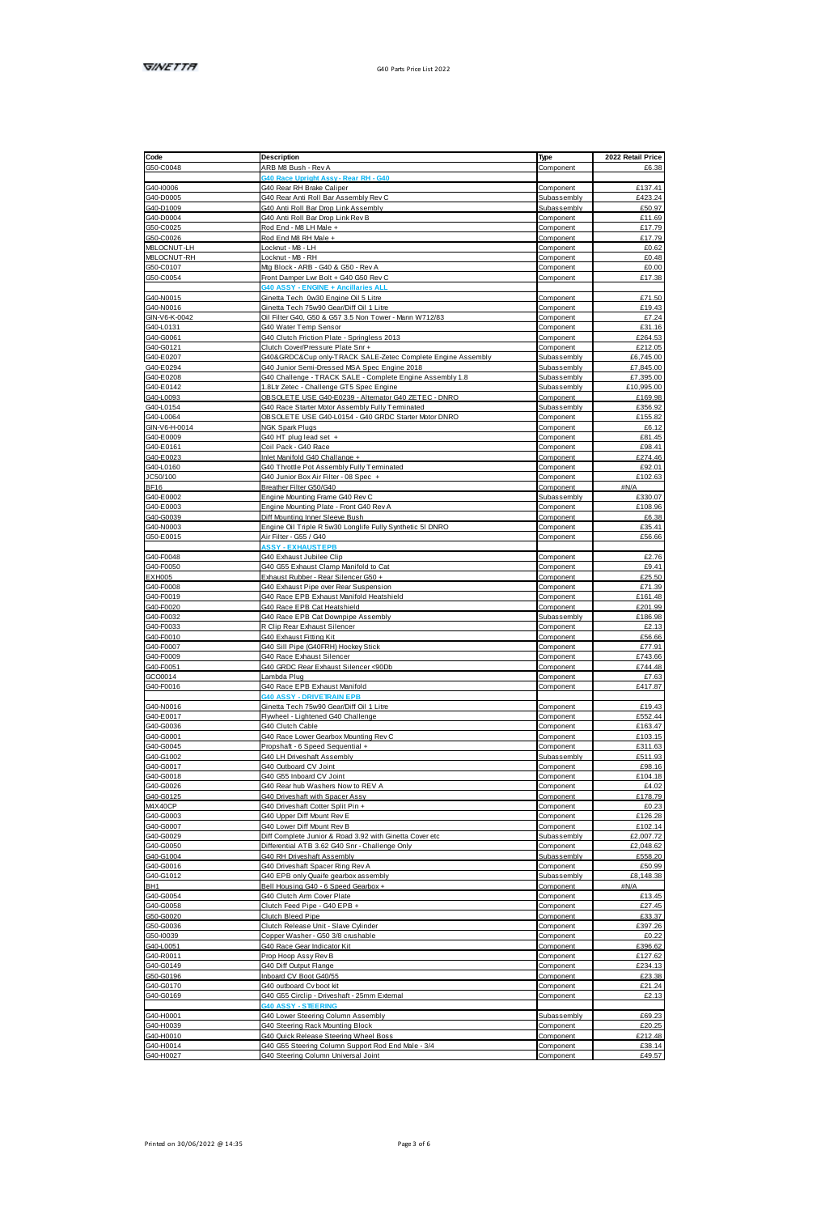| Code | Description | Type | 2022 Retail Price |
|---|---|---|---|
| G50-C0048 | ARB M8 Bush - Rev A | Component | £6.38 |
| | G40 Race Upright Assy - Rear RH - G40 | | |
| G40-I0006 | G40 Rear RH Brake Caliper | Component | £137.41 |
| G40-D0005 | G40 Rear Anti Roll Bar Assembly Rev C | Subassembly | £423.24 |
| G40-D1009 | G40 Anti Roll Bar Drop Link Assembly | Subassembly | £50.97 |
| G40-D0004 | G40 Anti Roll Bar Drop Link Rev B | Component | £11.69 |
| G50-C0025 | Rod End - M8 LH Male + | Component | £17.79 |
| G50-C0026 | Rod End M8 RH Male + | Component | £17.79 |
| M8LOCNUT-LH | Locknut - M8 - LH | Component | £0.62 |
| M8LOCNUT-RH | Locknut - M8 - RH | Component | £0.48 |
| G50-C0107 | Mtg Block - ARB - G40 & G50 - Rev A | Component | £0.00 |
| G50-C0054 | Front Damper Lwr Bolt + G40 G50 Rev C | Component | £17.38 |
| | G40 ASSY - ENGINE + Ancillaries ALL | | |
| G40-N0015 | Ginetta Tech 0w30 Engine Oil 5 Litre | Component | £71.50 |
| G40-N0016 | Ginetta Tech 75w90 Gear/Diff Oil 1 Litre | Component | £19.43 |
| GIN-V6-K-0042 | Oil Filter G40, G50 & G57 3.5 Non Tower - Mann W712/83 | Component | £7.24 |
| G40-L0131 | G40 Water Temp Sensor | Component | £31.16 |
| G40-G0061 | G40 Clutch Friction Plate - Springless 2013 | Component | £264.53 |
| G40-G0121 | Clutch Cover/Pressure Plate Snr + | Component | £212.05 |
| G40-E0207 | G40&GRDC&Cup only-TRACK SALE-Zetec Complete Engine Assembly | Subassembly | £6,745.00 |
| G40-E0294 | G40 Junior Semi-Dressed MSA Spec Engine 2018 | Subassembly | £7,845.00 |
| G40-E0208 | G40 Challenge - TRACK SALE - Complete Engine Assembly 1.8 | Subassembly | £7,395.00 |
| G40-E0142 | 1.8Ltr Zetec - Challenge GT5 Spec Engine | Subassembly | £10,995.00 |
| G40-L0093 | OBSOLETE USE G40-E0239 - Alternator G40 ZETEC - DNRO | Component | £169.98 |
| G40-L0154 | G40 Race Starter Motor Assembly Fully Terminated | Subassembly | £356.92 |
| G40-L0064 | OBSOLETE USE G40-L0154 - G40 GRDC Starter Motor DNRO | Component | £155.82 |
| GIN-V6-H-0014 | NGK Spark Plugs | Component | £6.12 |
| G40-E0009 | G40 HT plug lead set + | Component | £81.45 |
| G40-E0161 | Coil Pack - G40 Race | Component | £98.41 |
| G40-E0023 | Inlet Manifold G40 Challange + | Component | £274.46 |
| G40-L0160 | G40 Throttle Pot Assembly Fully Terminated | Component | £92.01 |
| JC50/100 | G40 Junior Box Air Filter - 08 Spec + | Component | £102.63 |
| BF16 | Breather Filter G50/G40 | Component | #N/A |
| G40-E0002 | Engine Mounting Frame G40 Rev C | Subassembly | £330.07 |
| G40-E0003 | Engine Mounting Plate - Front G40 Rev A | Component | £108.96 |
| G40-G0039 | Diff Mounting Inner Sleeve Bush | Component | £6.38 |
| G40-N0003 | Engine Oil Triple R 5w30 Longlife Fully Synthetic 5l DNRO | Component | £35.41 |
| G50-E0015 | Air Filter - G55 / G40 | Component | £56.66 |
| | ASSY - EXHAUSTEPB | | |
| G40-F0048 | G40 Exhaust Jubilee Clip | Component | £2.76 |
| G40-F0050 | G40 G55 Exhaust Clamp Manifold to Cat | Component | £9.41 |
| EXH005 | Exhaust Rubber - Rear Silencer G50 + | Component | £25.50 |
| G40-F0008 | G40 Exhaust Pipe over Rear Suspension | Component | £71.39 |
| G40-F0019 | G40 Race EPB Exhaust Manifold Heatshield | Component | £161.48 |
| G40-F0020 | G40 Race EPB Cat Heatshield | Component | £201.99 |
| G40-F0032 | G40 Race EPB Cat Downpipe Assembly | Subassembly | £186.98 |
| G40-F0033 | R Clip Rear Exhaust Silencer | Component | £2.13 |
| G40-F0010 | G40 Exhaust Fitting Kit | Component | £56.66 |
| G40-F0007 | G40 Sill Pipe (G40FRH) Hockey Stick | Component | £77.91 |
| G40-F0009 | G40 Race Exhaust Silencer | Component | £743.66 |
| G40-F0051 | G40 GRDC Rear Exhaust Silencer <90Db | Component | £744.48 |
| GCO0014 | Lambda Plug | Component | £7.63 |
| G40-F0016 | G40 Race EPB Exhaust Manifold | Component | £417.87 |
| | G40 ASSY - DRIVETRAIN EPB | | |
| G40-N0016 | Ginetta Tech 75w90 Gear/Diff Oil 1 Litre | Component | £19.43 |
| G40-E0017 | Flywheel - Lightened G40 Challenge | Component | £552.44 |
| G40-G0036 | G40 Clutch Cable | Component | £163.47 |
| G40-G0001 | G40 Race Lower Gearbox Mounting Rev C | Component | £103.15 |
| G40-G0045 | Propshaft - 6 Speed Sequential + | Component | £311.63 |
| G40-G1002 | G40 LH Driveshaft Assembly | Subassembly | £511.93 |
| G40-G0017 | G40 Outboard CV Joint | Component | £98.16 |
| G40-G0018 | G40 G55 Inboard CV Joint | Component | £104.18 |
| G40-G0026 | G40 Rear hub Washers Now to REV A | Component | £4.02 |
| G40-G0125 | G40 Driveshaft with Spacer Assy | Component | £178.79 |
| M4X40CP | G40 Driveshaft Cotter Split Pin + | Component | £0.23 |
| G40-G0003 | G40 Upper Diff Mount Rev E | Component | £126.28 |
| G40-G0007 | G40 Lower Diff Mount Rev B | Component | £102.14 |
| G40-G0029 | Diff Complete Junior & Road 3.92 with Ginetta Cover etc | Subassembly | £2,007.72 |
| G40-G0050 | Differential ATB 3.62 G40 Snr - Challenge Only | Component | £2,048.62 |
| G40-G1004 | G40 RH Driveshaft Assembly | Subassembly | £558.20 |
| G40-G0016 | G40 Driveshaft Spacer Ring Rev A | Component | £50.99 |
| G40-G1012 | G40 EPB only Quaife gearbox assembly | Subassembly | £8,148.38 |
| BH1 | Bell Housing G40 - 6 Speed Gearbox + | Component | #N/A |
| G40-G0054 | G40 Clutch Arm Cover Plate | Component | £13.45 |
| G40-G0058 | Clutch Feed Pipe - G40 EPB + | Component | £27.45 |
| G50-G0020 | Clutch Bleed Pipe | Component | £33.37 |
| G50-G0036 | Clutch Release Unit - Slave Cylinder | Component | £397.26 |
| G50-I0039 | Copper Washer - G50 3/8 crushable | Component | £0.22 |
| G40-L0051 | G40 Race Gear Indicator Kit | Component | £396.62 |
| G40-R0011 | Prop Hoop Assy Rev B | Component | £127.62 |
| G40-G0149 | G40 Diff Output Flange | Component | £234.13 |
| G50-G0196 | Inboard CV Boot G40/55 | Component | £23.38 |
| G40-G0170 | G40 outboard Cv boot kit | Component | £21.24 |
| G40-G0169 | G40 G55 Circlip - Driveshaft - 25mm External | Component | £2.13 |
| | G40 ASSY - STEERING | | |
| G40-H0001 | G40 Lower Steering Column Assembly | Subassembly | £69.23 |
| G40-H0039 | G40 Steering Rack Mounting Block | Component | £20.25 |
| G40-H0010 | G40 Quick Release Steering Wheel Boss | Component | £212.48 |
| G40-H0014 | G40 G55 Steering Column Support Rod End Male - 3/4 | Component | £38.14 |
| G40-H0027 | G40 Steering Column Universal Joint | Component | £49.57 |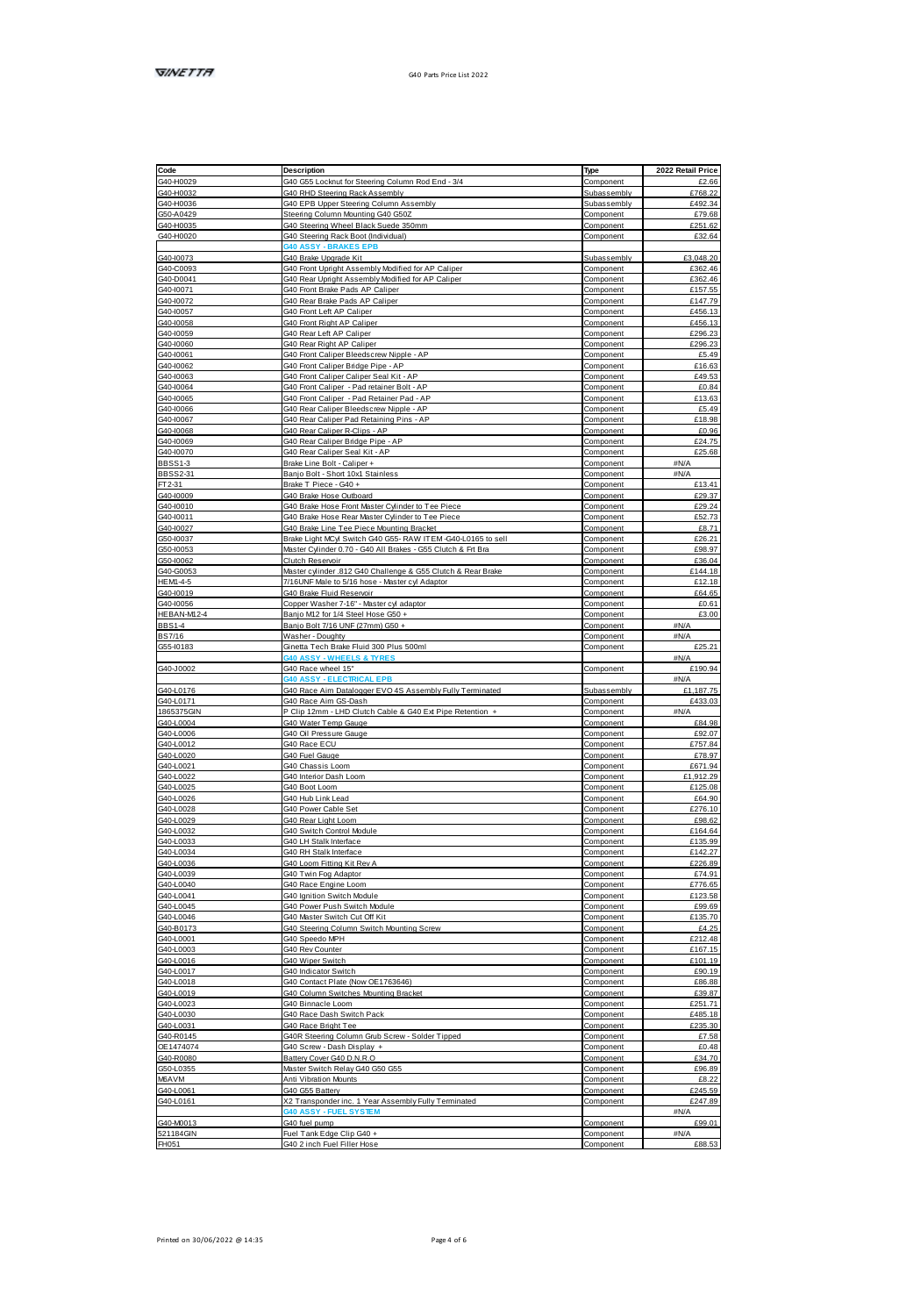| Code | Description | Type | 2022 Retail Price |
|---|---|---|---|
| G40-H0029 | G40 G55 Locknut for Steering Column Rod End - 3/4 | Component | £2.66 |
| G40-H0032 | G40 RHD Steering Rack Assembly | Subassembly | £768.22 |
| G40-H0036 | G40 EPB Upper Steering Column Assembly | Subassembly | £492.34 |
| G50-A0429 | Steering Column Mounting G40 G50Z | Component | £79.68 |
| G40-H0035 | G40 Steering Wheel Black Suede 350mm | Component | £251.62 |
| G40-H0020 | G40 Steering Rack Boot (Individual) | Component | £32.64 |
| | **G40 ASSY - BRAKES EPB** | | |
| G40-I0073 | G40 Brake Upgrade Kit | Subassembly | £3,048.20 |
| G40-C0093 | G40 Front Upright Assembly Modified for AP Caliper | Component | £362.46 |
| G40-D0041 | G40 Rear Upright Assembly Modified for AP Caliper | Component | £362.46 |
| G40-I0071 | G40 Front Brake Pads AP Caliper | Component | £157.55 |
| G40-I0072 | G40 Rear Brake Pads AP Caliper | Component | £147.79 |
| G40-I0057 | G40 Front Left AP Caliper | Component | £456.13 |
| G40-I0058 | G40 Front Right AP Caliper | Component | £456.13 |
| G40-I0059 | G40 Rear Left AP Caliper | Component | £296.23 |
| G40-I0060 | G40 Rear Right AP Caliper | Component | £296.23 |
| G40-I0061 | G40 Front Caliper Bleedscrew Nipple - AP | Component | £5.49 |
| G40-I0062 | G40 Front Caliper Bridge Pipe - AP | Component | £16.63 |
| G40-I0063 | G40 Front Caliper Caliper Seal Kit - AP | Component | £49.53 |
| G40-I0064 | G40 Front Caliper - Pad retainer Bolt - AP | Component | £0.84 |
| G40-I0065 | G40 Front Caliper - Pad Retainer Pad - AP | Component | £13.63 |
| G40-I0066 | G40 Rear Caliper Bleedscrew Nipple - AP | Component | £5.49 |
| G40-I0067 | G40 Rear Caliper Pad Retaining Pins - AP | Component | £18.98 |
| G40-I0068 | G40 Rear Caliper R-Clips - AP | Component | £0.96 |
| G40-I0069 | G40 Rear Caliper Bridge Pipe - AP | Component | £24.75 |
| G40-I0070 | G40 Rear Caliper Seal Kit - AP | Component | £25.68 |
| BBSS1-3 | Brake Line Bolt - Caliper + | Component | #N/A |
| BBSS2-31 | Banjo Bolt - Short 10x1 Stainless | Component | #N/A |
| FT2-31 | Brake T Piece - G40 + | Component | £13.41 |
| G40-I0009 | G40 Brake Hose Outboard | Component | £29.37 |
| G40-I0010 | G40 Brake Hose Front Master Cylinder to Tee Piece | Component | £29.24 |
| G40-I0011 | G40 Brake Hose Rear Master Cylinder to Tee Piece | Component | £52.73 |
| G40-I0027 | G40 Brake Line Tee Piece Mounting Bracket | Component | £8.71 |
| G50-I0037 | Brake Light MCyl Switch G40 G55- RAW ITEM -G40-L0165 to sell | Component | £26.21 |
| G50-I0053 | Master Cylinder 0.70 - G40 All Brakes - G55 Clutch & Frt Bra | Component | £98.97 |
| G50-I0062 | Clutch Reservoir | Component | £36.04 |
| G40-G0053 | Master cylinder .812 G40 Challenge & G55 Clutch & Rear Brake | Component | £144.18 |
| HEM1-4-5 | 7/16UNF Male to 5/16 hose - Master cyl Adaptor | Component | £12.18 |
| G40-I0019 | G40 Brake Fluid Reservoir | Component | £64.65 |
| G40-I0056 | Copper Washer 7-16" - Master cyl adaptor | Component | £0.61 |
| HEBAN-M12-4 | Banjo M12 for 1/4 Steel Hose G50 + | Component | £3.00 |
| BBS1-4 | Banjo Bolt 7/16 UNF (27mm) G50 + | Component | #N/A |
| BS7/16 | Washer - Doughty | Component | #N/A |
| G55-I0183 | Ginetta Tech Brake Fluid 300 Plus 500ml | Component | £25.21 |
| | **G40 ASSY - WHEELS & TYRES** | | #N/A |
| G40-J0002 | G40 Race wheel 15" | Component | £190.94 |
| | **G40 ASSY - ELECTRICAL EPB** | | #N/A |
| G40-L0176 | G40 Race Aim Datalogger EVO 4S Assembly Fully Terminated | Subassembly | £1,187.75 |
| G40-L0171 | G40 Race Aim GS-Dash | Component | £433.03 |
| 1865375GIN | P Clip 12mm - LHD Clutch Cable & G40 Ext Pipe Retention + | Component | #N/A |
| G40-L0004 | G40 Water Temp Gauge | Component | £84.98 |
| G40-L0006 | G40 Oil Pressure Gauge | Component | £92.07 |
| G40-L0012 | G40 Race ECU | Component | £757.84 |
| G40-L0020 | G40 Fuel Gauge | Component | £78.97 |
| G40-L0021 | G40 Chassis Loom | Component | £671.94 |
| G40-L0022 | G40 Interior Dash Loom | Component | £1,912.29 |
| G40-L0025 | G40 Boot Loom | Component | £125.08 |
| G40-L0026 | G40 Hub Link Lead | Component | £64.90 |
| G40-L0028 | G40 Power Cable Set | Component | £276.10 |
| G40-L0029 | G40 Rear Light Loom | Component | £98.62 |
| G40-L0032 | G40 Switch Control Module | Component | £164.64 |
| G40-L0033 | G40 LH Stalk Interface | Component | £135.99 |
| G40-L0034 | G40 RH Stalk Interface | Component | £142.27 |
| G40-L0036 | G40 Loom Fitting Kit Rev A | Component | £226.89 |
| G40-L0039 | G40 Twin Fog Adaptor | Component | £74.91 |
| G40-L0040 | G40 Race Engine Loom | Component | £776.65 |
| G40-L0041 | G40 Ignition Switch Module | Component | £123.58 |
| G40-L0045 | G40 Power Push Switch Module | Component | £99.69 |
| G40-L0046 | G40 Master Switch Cut Off Kit | Component | £135.70 |
| G40-B0173 | G40 Steering Column Switch Mounting Screw | Component | £4.25 |
| G40-L0001 | G40 Speedo MPH | Component | £212.48 |
| G40-L0003 | G40 Rev Counter | Component | £167.15 |
| G40-L0016 | G40 Wiper Switch | Component | £101.19 |
| G40-L0017 | G40 Indicator Switch | Component | £90.19 |
| G40-L0018 | G40 Contact Plate (Now OE1763646) | Component | £86.88 |
| G40-L0019 | G40 Column Switches Mounting Bracket | Component | £39.87 |
| G40-L0023 | G40 Binnacle Loom | Component | £251.71 |
| G40-L0030 | G40 Race Dash Switch Pack | Component | £485.18 |
| G40-L0031 | G40 Race Bright Tee | Component | £235.30 |
| G40-R0145 | G40R Steering Column Grub Screw - Solder Tipped | Component | £7.58 |
| OE1474074 | G40 Screw - Dash Display + | Component | £0.48 |
| G40-R0080 | Battery Cover G40 D.N.R.O | Component | £34.70 |
| G50-L0355 | Master Switch Relay G40 G50 G55 | Component | £96.89 |
| M6AVM | Anti Vibration Mounts | Component | £8.22 |
| G40-L0061 | G40 G55 Battery | Component | £245.59 |
| G40-L0161 | X2 Transponder inc. 1 Year Assembly Fully Terminated | Component | £247.89 |
| | **G40 ASSY - FUEL SYSTEM** | | #N/A |
| G40-M0013 | G40 fuel pump | Component | £99.01 |
| 521184GIN | Fuel Tank Edge Clip G40 + | Component | #N/A |
| FH051 | G40 2 inch Fuel Filler Hose | Component | £88.53 |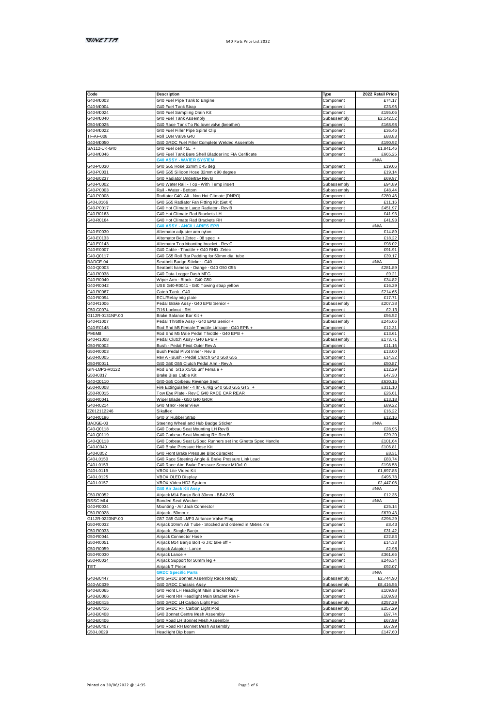| Code | Description | Type | 2022 Retail Price |
|---|---|---|---|
| G40-M0003 | G40 Fuel Pipe Tank to Engine | Component | £74.17 |
| G40-M0004 | G40 Fuel Tank Strap | Component | £23.96 |
| G40-M0024 | G40 Fuel Sampling Drain Kit | Component | £195.06 |
| G40-M0040 | G40 Fuel Tank Assembly | Subassembly | £2,142.52 |
| G50-M0025 | G40 Race Tank To Rollover valve (breather) | Component | £168.98 |
| G40-M0022 | G40 Fuel Filler Pipe Spiral Clip | Component | £36.46 |
| TF-AF-008 | Roll Over Valve G40 | Component | £88.83 |
| G40-M0050 | G40 GRDC Fuel Filler Complete Welded Assembly | Component | £190.92 |
| SA112-UK-G40 | G40 Fuel cell 45L + | Component | £1,841.46 |
| G40-M0046 | G40 Fuel Tank Bare Shell Bladder inc FIA Cerificate | Component | £665.25 |
| | **G40 ASSY - WATER SYSTEM** | | #N/A |
| G40-P0030 | G40 G55 Hose 32mm x 45 deg | Component | £19.06 |
| G40-P0031 | G40 G55 Silicon Hose 32mm x 90 degree | Component | £19.14 |
| G40-B0237 | G40 Radiator Undertray Rev B | Component | £69.97 |
| G40-P0002 | G40 Water Rail - Top - With Temp insert | Subassembly | £94.89 |
| G40-P0003 | Rail - Water - Bottom | Subassembly | £48.44 |
| G40-P0008 | Radiator G40- Ali - Non Hot Climate (DNRO) | Component | £280.46 |
| G40-L0166 | G40 G55 Radiator Fan Fitting Kit (Set 4) | Component | £11.16 |
| G40-P0017 | G40 Hot Climate Large Radiator - Rev B | Component | £451.97 |
| G40-R0163 | G40 Hot Climate Rad Brackets LH | Component | £41.93 |
| G40-R0164 | G40 Hot Climate Rad Brackets RH | Component | £41.93 |
| | **G40 ASSY - ANCILLARIES EPB** | | #N/A |
| G40-E0030 | Alternator adjuster arm nylon | Component | £14.89 |
| G40-E0133 | Alternator Belt Zetec - 08 spec + | Component | £18.22 |
| G40-E0143 | Alternator Top Mounting bracket - Rev C | Component | £98.02 |
| G40-E0007 | G40 Cable - Throttle + G40 RHD Zetec | Component | £91.91 |
| G40-Q0117 | G40 G55 Roll Bar Padding for 50mm dia. tube | Component | £39.17 |
| BADGE-04 | Seatbelt Badge Sticker - G40 | Component | #N/A |
| G40-Q0003 | Seatbelt harness - Orange - G40 G50 G55 | Component | £281.89 |
| G40-R0038 | G40 Data Logger Dash MTG | Component | £9.21 |
| G40-R0040 | Wiper Arm - Black - G40 G50 | Component | £34.82 |
| G40-R0042 | USE G40-R0041 - G40 Towing strap yellow | Component | £16.29 |
| G40-R0067 | Catch Tank - G40 | Component | £214.65 |
| G40-R0094 | ECU/Relay mtg plate | Component | £17.71 |
| G40-R1006 | Pedal Brake Assy - G40 EPB Senior + | Subassembly | £207.38 |
| G50-C0074 | 7/16 Locknut - RH | Component | £2.13 |
| G112R-0131NP.00 | Brake Balance Bar Kit + | Component | £56.52 |
| G40-R1007 | Pedal Throttle Assy - G40 EPB Senior + | Subassembly | £245.06 |
| G40-E0148 | Rod End M5 Female Throttle Linkage - G40 EPB + | Component | £12.31 |
| PM5MB | Rod End M5 Male Pedal Throttle - G40 EPB + | Component | £13.61 |
| G40-R1008 | Pedal Clutch Assy - G40 EPB + | Subassembly | £173.71 |
| G50-R0002 | Bush - Pedal Pivot Outer Rev A | Component | £11.16 |
| G50-R0003 | Bush Pedal Pivot Inner - Rev B | Component | £13.00 |
| G50-R0005 | Rev A - Bush - Pedal Clutch G40 G50 G55 | Component | £14.32 |
| G50-R0011 | G40 G50 G55 Clutch Pedal Arm - Rev A | Component | £50.87 |
| GIN-LMP3-R0122 | Rod End 5/16 X5/16 unf Female + | Component | £12.29 |
| G50-I0017 | Brake Bias Cable Kit | Component | £47.30 |
| G40-Q0110 | G40-G55 Corbeau Revenge Seat | Component | £630.15 |
| G50-R0008 | Fire Extinguisher - 4 ltr - 6.4kg G40 G50 G55 GT3 + | Component | £311.10 |
| G50-R0015 | Tow Eye Plate - Rev C G40 RACE CAR REAR | Component | £26.61 |
| G50-R0041 | Wiper Blade - G50 G40 G40R | Component | £13.18 |
| G40-R0214 | G40 Mirror - Rear View | Component | £89.22 |
| ZZ012112246 | Sikaflex | Component | £16.22 |
| G40-R0196 | G40 6" Rubber Strap | Component | £12.16 |
| BADGE-03 | Steering Wheel and Hub Badge Sticker | Component | #N/A |
| G40-Q0118 | G40 Corbeau Seat Mounting LH Rev B | Component | £28.95 |
| G40-Q0119 | G40 Corbeau Seat Mounting RH Rev B | Component | £29.20 |
| G40-Q0113 | G40 Corbeau Seat L/Spec Runners set inc Ginetta Spec Handle | Component | £101.64 |
| G40-I0049 | G40 Brake Pressure Hose Kit | Component | £106.81 |
| G40-I0052 | G40 Front Brake Pressure Block Bracket | Component | £8.31 |
| G40-L0150 | G40 Race Steering Angle & Brake Pressure Link Lead | Component | £83.74 |
| G40-L0153 | G40 Race Aim Brake Pressure Sensor M10x1.0 | Component | £198.58 |
| G40-L0119 | VBOX Lite Video Kit | Component | £1,697.85 |
| G40-L0125 | VBOX OLED Display | Component | £495.78 |
| G40-L0157 | VBOX Video HD2 System | Component | £2,447.08 |
| | **G40 Air Jack Kit Assy** | | #N/A |
| G50-R0052 | Airjack M14 Banjo Bolt 30mm - BBA2-55 | Component | £12.35 |
| BSSC-M14 | Bonded Seal Washer | Component | #N/A |
| G40-R0034 | Mounting - Air Jack Connector | Component | £25.14 |
| G50-R0028 | Airjack - 50mm + | Component | £670.43 |
| G112R-0223NP.00 | G57 G55 G40 LMP3 Airlance Valve Plug | Component | £296.29 |
| G50-R0032 | Airjack 10mm Ali Tube - Stocked and ordered in Metres 4m | Component | £8.43 |
| G50-R0033 | Airjack - Single Banjo | Component | £31.42 |
| G50-R0044 | Airjack Connector Hose | Component | £22.83 |
| G50-R0051 | Airjack M14 Banjo Bolt -6 JIC take off + | Component | £14.33 |
| G50-R0059 | Airjack Adaptor - Lance | Component | £2.98 |
| G50-R0030 | Airjack Lance + | Component | £361.66 |
| G50-R0034 | Airjack Support for 50mm leg + | Component | £246.34 |
| TET | Airjack T Piece | Component | £92.07 |
| | **GRDC Specific Parts** | | #N/A |
| G40-B0447 | G40 GRDC Bonnet Assembly Race Ready | Subassembly | £2,744.90 |
| G40-A0339 | G40 GRDC Chassis Assy | Subassembly | £8,416.56 |
| G40-B0065 | G40 Front LH Headlight Main Bracket Rev F | Component | £109.98 |
| G40-B0066 | G40 Front RH Headlight Main Bracket Rev F | Component | £109.98 |
| G40-B0415 | G40 GRDC LH Carbon Light Pod | Subassembly | £257.29 |
| G40-B0416 | G40 GRDC RH Carbon Light Pod | Subassembly | £257.29 |
| G40-B0408 | G40 Bonnet Centre Mesh Assembly | Component | £97.74 |
| G40-B0406 | G40 Road LH Bonnet Mesh Assembly | Component | £67.99 |
| G40-B0407 | G40 Road RH Bonnet Mesh Assembly | Component | £67.99 |
| G50-L0029 | Headlight Dip beam | Component | £147.60 |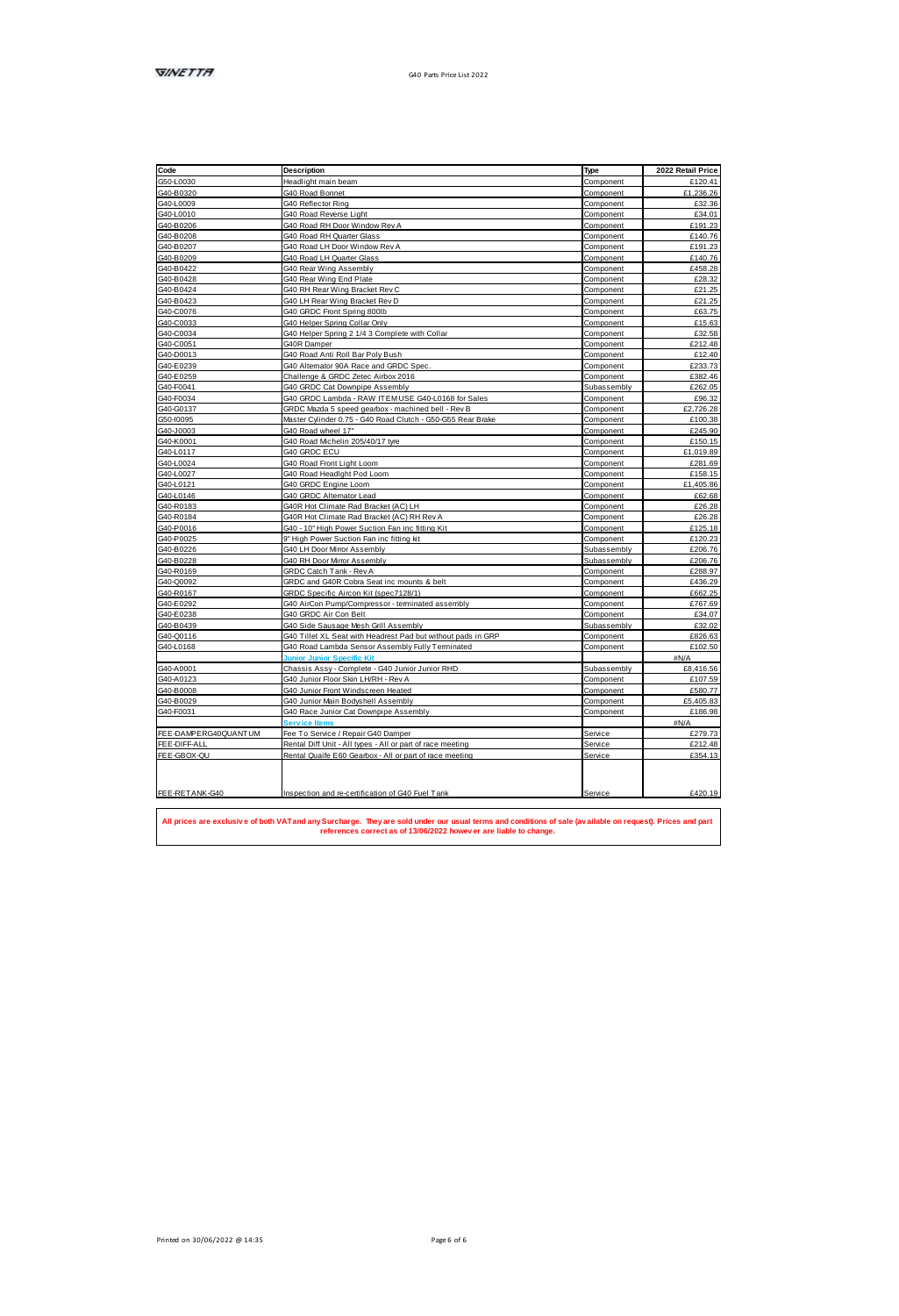| Code | Description | Type | 2022 Retail Price |
|---|---|---|---|
| G50-L0030 | Headlight main beam | Component | £120.41 |
| G40-B0320 | G40 Road Bonnet | Component | £1,236.26 |
| G40-L0009 | G40 Reflector Ring | Component | £32.36 |
| G40-L0010 | G40 Road Reverse Light | Component | £34.01 |
| G40-B0206 | G40 Road RH Door Window Rev A | Component | £191.23 |
| G40-B0208 | G40 Road RH Quarter Glass | Component | £140.76 |
| G40-B0207 | G40 Road LH Door Window Rev A | Component | £191.23 |
| G40-B0209 | G40 Road LH Quarter Glass | Component | £140.76 |
| G40-B0422 | G40 Rear Wing Assembly | Component | £458.28 |
| G40-B0428 | G40 Rear Wing End Plate | Component | £28.32 |
| G40-B0424 | G40 RH Rear Wing Bracket Rev C | Component | £21.25 |
| G40-B0423 | G40 LH Rear Wing Bracket Rev D | Component | £21.25 |
| G40-C0076 | G40 GRDC Front Spring 800lb | Component | £63.75 |
| G40-C0033 | G40 Helper Spring Collar Only | Component | £15.63 |
| G40-C0034 | G40 Helper Spring 2 1/4 3 Complete with Collar | Component | £32.58 |
| G40-C0051 | G40R Damper | Component | £212.48 |
| G40-D0013 | G40 Road Anti Roll Bar Poly Bush | Component | £12.40 |
| G40-E0239 | G40 Alternator 90A Race and GRDC Spec. | Component | £233.73 |
| G40-E0259 | Challenge & GRDC Zetec Airbox 2016 | Component | £382.46 |
| G40-F0041 | G40 GRDC Cat Downpipe Assembly | Subassembly | £262.05 |
| G40-F0034 | G40 GRDC Lambda - RAW ITEM USE G40-L0168 for Sales | Component | £96.32 |
| G40-G0137 | GRDC Mazda 5 speed gearbox - machined bell - Rev B | Component | £2,726.28 |
| G50-I0095 | Master Cylinder 0.75 - G40 Road Clutch - G50-G55 Rear Brake | Component | £100.38 |
| G40-J0003 | G40 Road wheel 17" | Component | £245.90 |
| G40-K0001 | G40 Road Michelin 205/40/17 tyre | Component | £150.15 |
| G40-L0117 | G40 GRDC ECU | Component | £1,019.89 |
| G40-L0024 | G40 Road Front Light Loom | Component | £281.69 |
| G40-L0027 | G40 Road Headlght Pod Loom | Component | £158.15 |
| G40-L0121 | G40 GRDC Engine Loom | Component | £1,405.86 |
| G40-L0146 | G40 GRDC Alternator Lead | Component | £62.68 |
| G40-R0183 | G40R Hot Climate Rad Bracket (AC) LH | Component | £26.28 |
| G40-R0184 | G40R Hot Climate Rad Bracket (AC) RH Rev A | Component | £26.28 |
| G40-P0016 | G40 - 10" High Power Suction Fan inc fitting Kit | Component | £125.18 |
| G40-P0025 | 9" High Power Suction Fan inc fitting kit | Component | £120.23 |
| G40-B0226 | G40 LH Door Mirror Assembly | Subassembly | £206.76 |
| G40-B0228 | G40 RH Door Mirror Assembly | Subassembly | £206.76 |
| G40-R0169 | GRDC Catch Tank - Rev A | Component | £288.97 |
| G40-Q0092 | GRDC and G40R Cobra Seat inc mounts & belt | Component | £436.29 |
| G40-R0167 | GRDC Specific Aircon Kit (spec7128/1) | Component | £662.25 |
| G40-E0292 | G40 AirCon Pump/Compressor - terminated assembly | Component | £767.69 |
| G40-E0238 | G40 GRDC Air Con Belt | Component | £34.07 |
| G40-B0439 | G40 Side Sausage Mesh Grill Assembly | Subassembly | £32.02 |
| G40-Q0116 | G40 Tillet XL Seat with Headrest Pad but without pads in GRP | Component | £826.63 |
| G40-L0168 | G40 Road Lambda Sensor Assembly Fully Terminated | Component | £102.50 |
| | **Junior Junior Specific Kit** | | #N/A |
| G40-A0001 | Chassis Assy - Complete - G40 Junior Junior RHD | Subassembly | £8,416.56 |
| G40-A0123 | G40 Junior Floor Skin LH/RH - Rev A | Component | £107.59 |
| G40-B0008 | G40 Junior Front Windscreen Heated | Component | £580.77 |
| G40-B0029 | G40 Junior Main Bodyshell Assembly | Component | £5,405.83 |
| G40-F0031 | G40 Race Junior Cat Downpipe Assembly | Component | £186.98 |
| | **Service Items** | | #N/A |
| FEE-DAMPERG40QUANTUM | Fee To Service / Repair G40 Damper | Service | £279.73 |
| FEE-DIFF-ALL | Rental Diff Unit - All types - All or part of race meeting | Service | £212.48 |
| FEE-GBOX-QU | Rental Quaife E60 Gearbox - All or part of race meeting | Service | £354.13 |
| FEE-RETANK-G40 | Inspection and re-certification of G40 Fuel Tank | Service | £420.19 |

**All prices are exclusive of both VAT and any Surcharge. They are sold under our usual terms and conditions of sale (available on request). Prices and part references correct as of 13/06/2022 however are liable to change.**